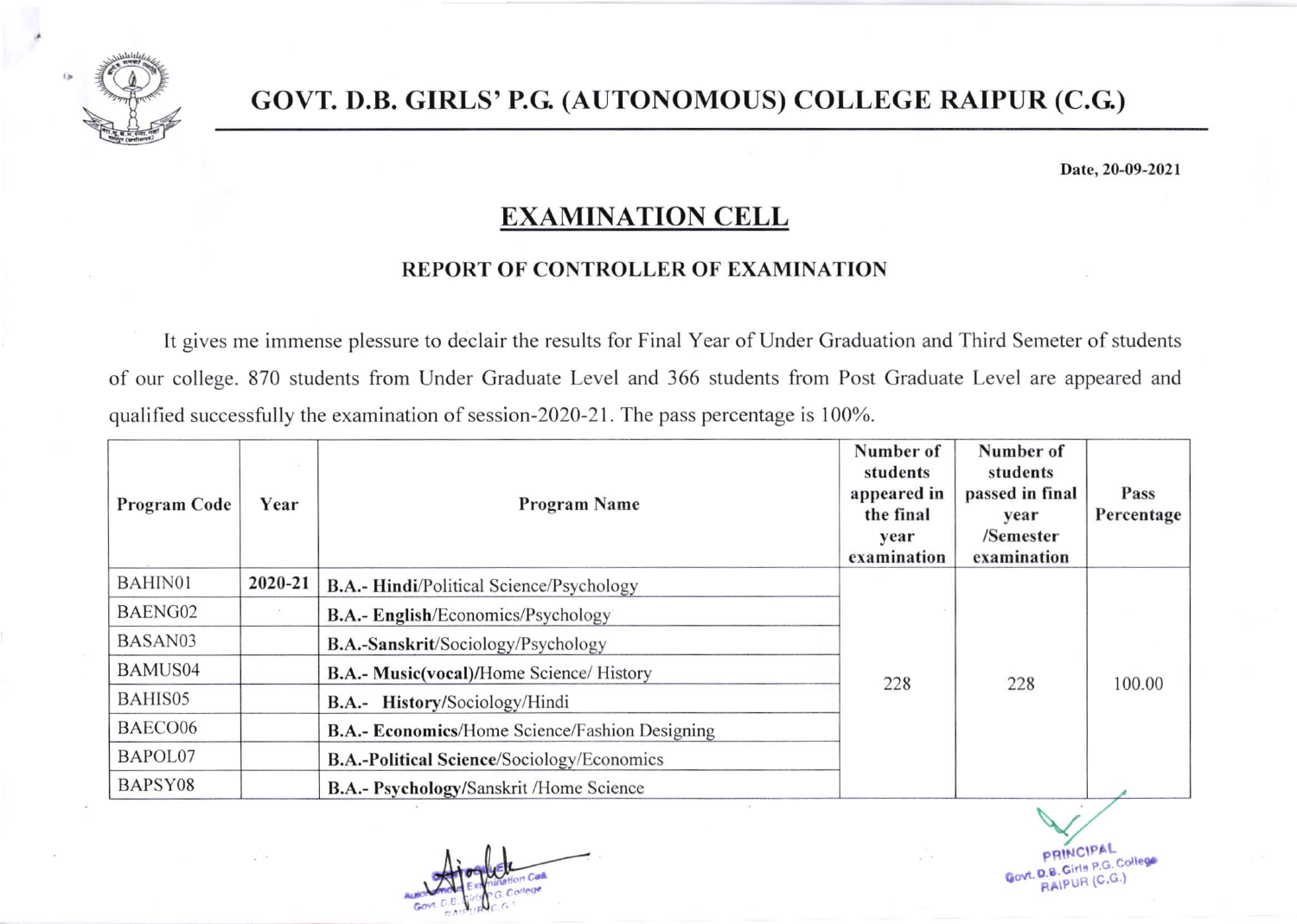# GOVT. D.B. GIRLS' P.G. (AUTONOMOUS) COLLEGE RAIPUR (C.G.)

**Date, 20-09-2021**

## EXAMINATION CELL

### REPORT OF CONTROLLER OF EXAMINATION

It gives me immense plessure to declair the results for Final Year of Under Graduation and Third Semeter of students of our college. 870 students from Under Graduate Level and 366 students from Post Graduate Level are appeared and qualified successfully the examination of session-2020-21. The pass percentage is 100%.

| Program Code | Year | Program Name | Number of students appeared in the final year examination | Number of students passed in final year /Semester examination | Pass Percentage |
|---|---|---|---|---|---|
| BAHIN01 | 2020-21 | **B.A.- Hindi**/Political Science/Psychology | 228 | 228 | 100.00 |
| BAENG02 | | **B.A.- English**/Economics/Psychology | | | |
| BASAN03 | | **B.A.-Sanskrit**/Sociology/Psychology | | | |
| BAMUS04 | | **B.A.- Music(vocal)/**Home Science/ History | | | |
| BAHIS05 | | **B.A.- History/**Sociology/Hindi | | | |
| BAECO06 | | **B.A.- Economics**/Home Science/Fashion Designing | | | |
| BAPOL07 | | **B.A.-Political Science**/Sociology/Economics | | | |
| BAPSY08 | | **B.A.- Psychology/**Sanskrit /Home Science | | | |

Examination Cell
Govt. D.B. Girls P.G. College
RAIPUR (C.G.)

PRINCIPAL
Govt. D.B. Girls P.G. College
RAIPUR (C.G.)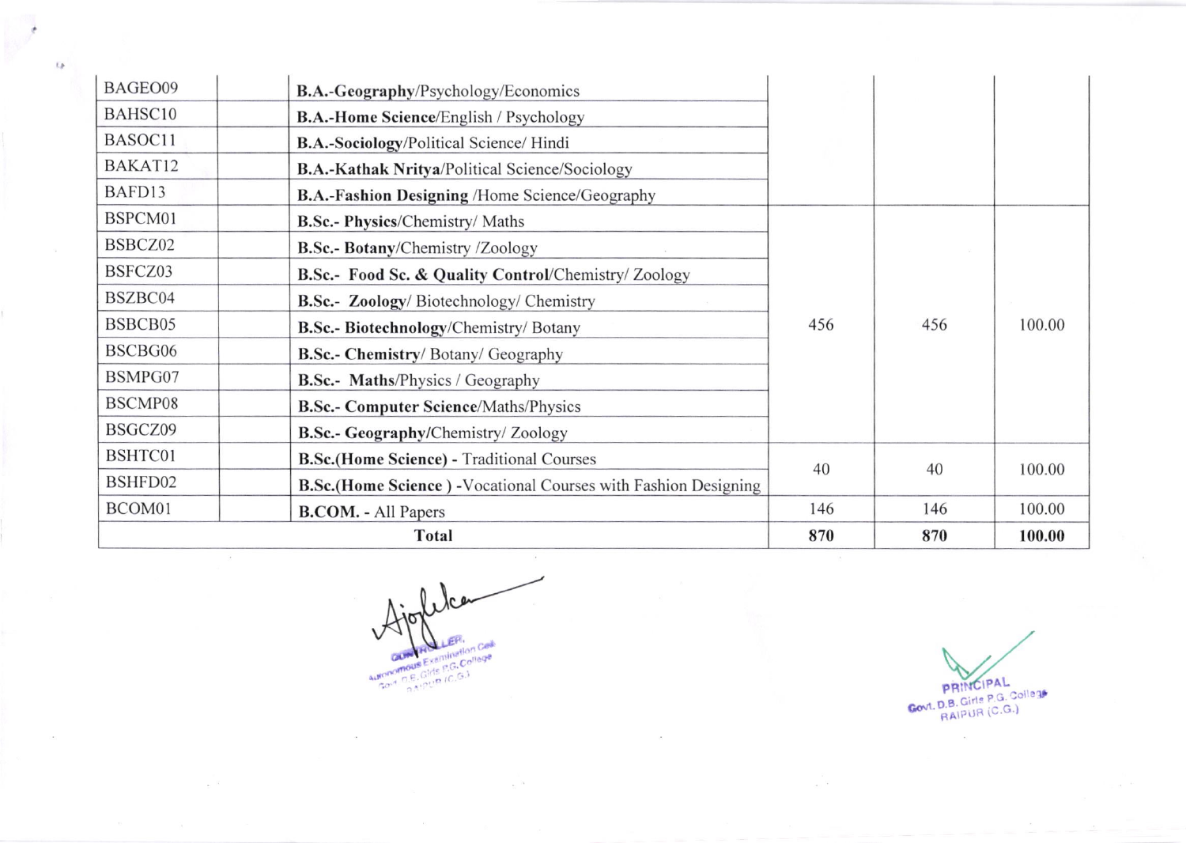| | | | | | |
|---|---|---|---|---|---|
| BAGEO09 | | **B.A.-Geography**/Psychology/Economics | | | |
| BAHSC10 | | **B.A.-Home Science**/English / Psychology | | | |
| BASOC11 | | **B.A.-Sociology**/Political Science/ Hindi | | | |
| BAKAT12 | | **B.A.-Kathak Nritya**/Political Science/Sociology | | | |
| BAFD13 | | **B.A.-Fashion Designing** /Home Science/Geography | | | |
| BSPCM01 | | **B.Sc.- Physics**/Chemistry/ Maths | 456 | 456 | 100.00 |
| BSBCZ02 | | **B.Sc.- Botany**/Chemistry /Zoology | | | |
| BSFCZ03 | | **B.Sc.- Food Sc. & Quality Control**/Chemistry/ Zoology | | | |
| BSZBC04 | | **B.Sc.- Zoology**/ Biotechnology/ Chemistry | | | |
| BSBCB05 | | **B.Sc.- Biotechnology**/Chemistry/ Botany | | | |
| BSCBG06 | | **B.Sc.- Chemistry**/ Botany/ Geography | | | |
| BSMPG07 | | **B.Sc.- Maths**/Physics / Geography | | | |
| BSCMP08 | | **B.Sc.- Computer Science**/Maths/Physics | | | |
| BSGCZ09 | | **B.Sc.- Geography**/Chemistry/ Zoology | | | |
| BSHTC01 | | **B.Sc.(Home Science) -** Traditional Courses | 40 | 40 | 100.00 |
| BSHFD02 | | **B.Sc.(Home Science ) -**Vocational Courses with Fashion Designing | | | |
| BCOM01 | | **B.COM. -** All Papers | 146 | 146 | 100.00 |
| **Total** | | | **870** | **870** | **100.00** |

CONTROLLER,
Autonomous Examination Cell
Govt. D.B. Girls P.G. College
RAIPUR (C.G.)

PRINCIPAL
Govt. D.B. Girls P.G. College
RAIPUR (C.G.)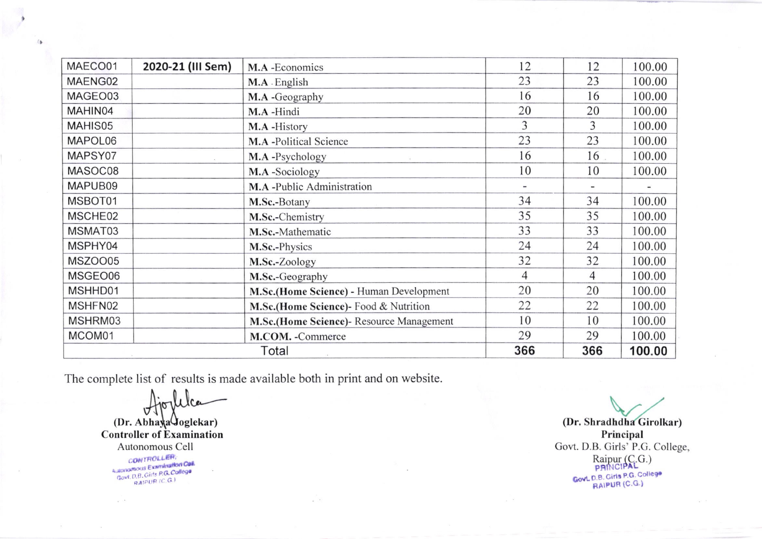| | | | | | |
|---|---|---|---|---|---|
| MAECO01 | **2020-21 (III Sem)** | **M.A** -Economics | 12 | 12 | 100.00 |
| MAENG02 | | **M.A** - English | 23 | 23 | 100.00 |
| MAGEO03 | | **M.A** -Geography | 16 | 16 | 100.00 |
| MAHIN04 | | **M.A** -Hindi | 20 | 20 | 100.00 |
| MAHIS05 | | **M.A** -History | 3 | 3 | 100.00 |
| MAPOL06 | | **M.A** -Political Science | 23 | 23 | 100.00 |
| MAPSY07 | | **M.A** -Psychology | 16 | 16 | 100.00 |
| MASOC08 | | **M.A** -Sociology | 10 | 10 | 100.00 |
| MAPUB09 | | **M.A** -Public Administration | - | - | - |
| MSBOT01 | | **M.Sc.**-Botany | 34 | 34 | 100.00 |
| MSCHE02 | | **M.Sc.**-Chemistry | 35 | 35 | 100.00 |
| MSMAT03 | | **M.Sc.**-Mathematic | 33 | 33 | 100.00 |
| MSPHY04 | | **M.Sc.**-Physics | 24 | 24 | 100.00 |
| MSZOO05 | | **M.Sc.**-Zoology | 32 | 32 | 100.00 |
| MSGEO06 | | **M.Sc.**-Geography | 4 | 4 | 100.00 |
| MSHHD01 | | **M.Sc.(Home Science) -** Human Development | 20 | 20 | 100.00 |
| MSHFN02 | | **M.Sc.(Home Science)**- Food & Nutrition | 22 | 22 | 100.00 |
| MSHRM03 | | **M.Sc.(Home Science)**- Resource Management | 10 | 10 | 100.00 |
| MCOM01 | | **M.COM.** -Commerce | 29 | 29 | 100.00 |
| Total | | | **366** | **366** | **100.00** |

The complete list of results is made available both in print and on website.

**(Dr. Abhaya Joglekar)**
**Controller of Examination**
Autonomous Cell

CONTROLLER, Autonomous Examination Cell, Govt. D.B. Girls P.G. College, RAIPUR (C.G.)

**(Dr. Shradhdha Girolkar)**
**Principal**
Govt. D.B. Girls' P.G. College,
Raipur (C.G.)

PRINCIPAL, Govt. D.B. Girls P.G. College, RAIPUR (C.G.)